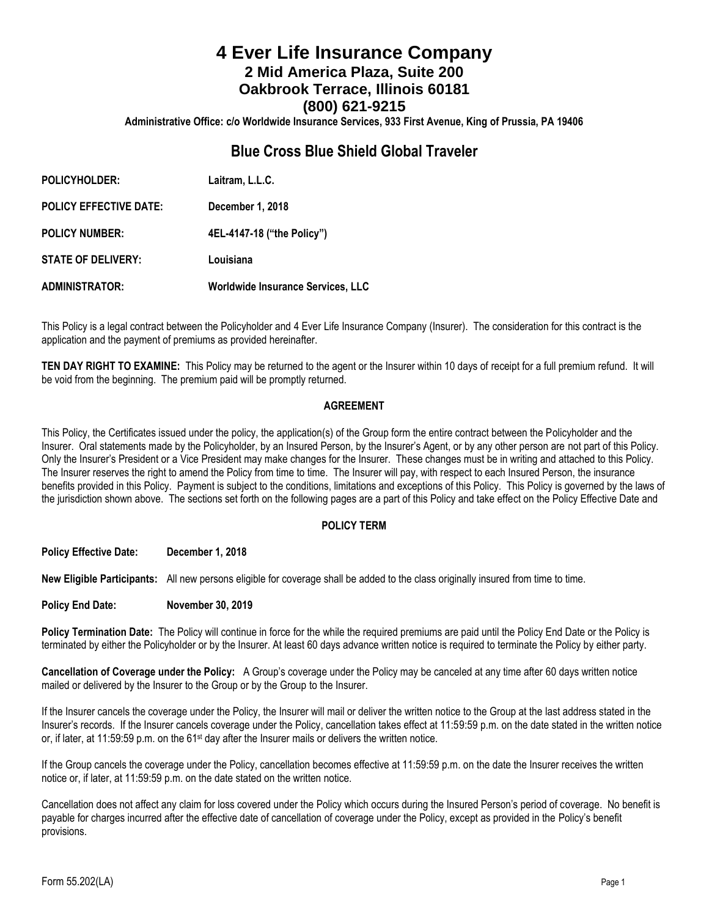# 4 Ever Life Insurance Company

## 2 Mid America Plaza, Suite 200
## Oakbrook Terrace, Illinois 60181
## (800) 621-9215

**Administrative Office: c/o Worldwide Insurance Services, 933 First Avenue, King of Prussia, PA 19406**

## Blue Cross Blue Shield Global Traveler

**POLICYHOLDER:** Laitram, L.L.C.

**POLICY EFFECTIVE DATE:** December 1, 2018

**POLICY NUMBER:** 4EL-4147-18 ("the Policy")

**STATE OF DELIVERY:** Louisiana

**ADMINISTRATOR:** Worldwide Insurance Services, LLC

This Policy is a legal contract between the Policyholder and 4 Ever Life Insurance Company (Insurer). The consideration for this contract is the application and the payment of premiums as provided hereinafter.

**TEN DAY RIGHT TO EXAMINE:** This Policy may be returned to the agent or the Insurer within 10 days of receipt for a full premium refund. It will be void from the beginning. The premium paid will be promptly returned.

### AGREEMENT

This Policy, the Certificates issued under the policy, the application(s) of the Group form the entire contract between the Policyholder and the Insurer. Oral statements made by the Policyholder, by an Insured Person, by the Insurer's Agent, or by any other person are not part of this Policy. Only the Insurer's President or a Vice President may make changes for the Insurer. These changes must be in writing and attached to this Policy. The Insurer reserves the right to amend the Policy from time to time. The Insurer will pay, with respect to each Insured Person, the insurance benefits provided in this Policy. Payment is subject to the conditions, limitations and exceptions of this Policy. This Policy is governed by the laws of the jurisdiction shown above. The sections set forth on the following pages are a part of this Policy and take effect on the Policy Effective Date and

### POLICY TERM

**Policy Effective Date:** December 1, 2018

**New Eligible Participants:** All new persons eligible for coverage shall be added to the class originally insured from time to time.

**Policy End Date:** November 30, 2019

**Policy Termination Date:** The Policy will continue in force for the while the required premiums are paid until the Policy End Date or the Policy is terminated by either the Policyholder or by the Insurer. At least 60 days advance written notice is required to terminate the Policy by either party.

**Cancellation of Coverage under the Policy:** A Group's coverage under the Policy may be canceled at any time after 60 days written notice mailed or delivered by the Insurer to the Group or by the Group to the Insurer.

If the Insurer cancels the coverage under the Policy, the Insurer will mail or deliver the written notice to the Group at the last address stated in the Insurer's records. If the Insurer cancels coverage under the Policy, cancellation takes effect at 11:59:59 p.m. on the date stated in the written notice or, if later, at 11:59:59 p.m. on the 61st day after the Insurer mails or delivers the written notice.

If the Group cancels the coverage under the Policy, cancellation becomes effective at 11:59:59 p.m. on the date the Insurer receives the written notice or, if later, at 11:59:59 p.m. on the date stated on the written notice.

Cancellation does not affect any claim for loss covered under the Policy which occurs during the Insured Person's period of coverage. No benefit is payable for charges incurred after the effective date of cancellation of coverage under the Policy, except as provided in the Policy's benefit provisions.

Form 55.202(LA)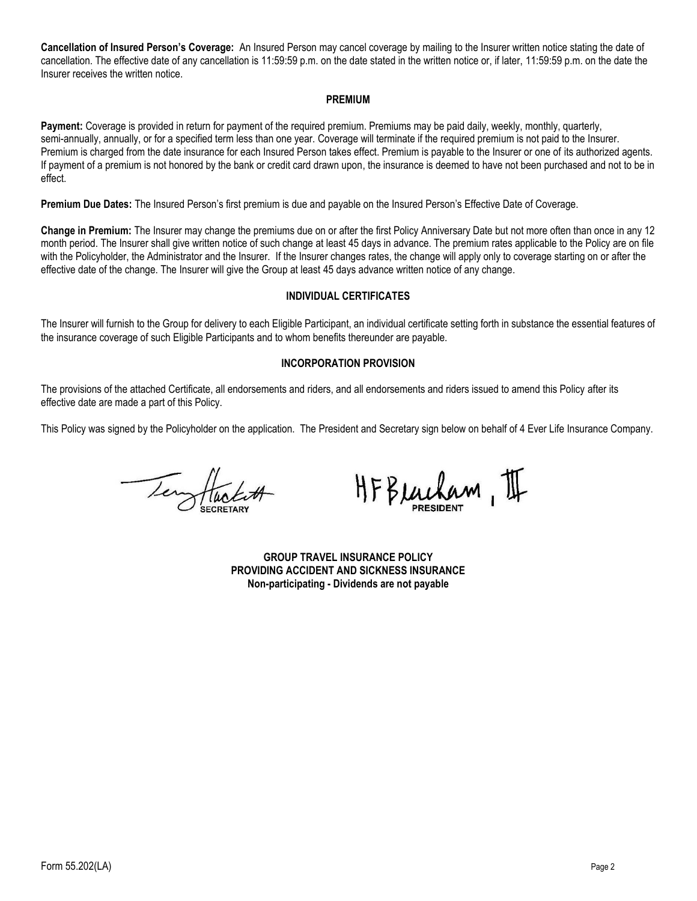**Cancellation of Insured Person's Coverage:** An Insured Person may cancel coverage by mailing to the Insurer written notice stating the date of cancellation. The effective date of any cancellation is 11:59:59 p.m. on the date stated in the written notice or, if later, 11:59:59 p.m. on the date the Insurer receives the written notice.

## PREMIUM

**Payment:** Coverage is provided in return for payment of the required premium. Premiums may be paid daily, weekly, monthly, quarterly, semi-annually, annually, or for a specified term less than one year. Coverage will terminate if the required premium is not paid to the Insurer. Premium is charged from the date insurance for each Insured Person takes effect. Premium is payable to the Insurer or one of its authorized agents. If payment of a premium is not honored by the bank or credit card drawn upon, the insurance is deemed to have not been purchased and not to be in effect.

**Premium Due Dates:** The Insured Person's first premium is due and payable on the Insured Person's Effective Date of Coverage.

**Change in Premium:** The Insurer may change the premiums due on or after the first Policy Anniversary Date but not more often than once in any 12 month period. The Insurer shall give written notice of such change at least 45 days in advance. The premium rates applicable to the Policy are on file with the Policyholder, the Administrator and the Insurer. If the Insurer changes rates, the change will apply only to coverage starting on or after the effective date of the change. The Insurer will give the Group at least 45 days advance written notice of any change.

## INDIVIDUAL CERTIFICATES

The Insurer will furnish to the Group for delivery to each Eligible Participant, an individual certificate setting forth in substance the essential features of the insurance coverage of such Eligible Participants and to whom benefits thereunder are payable.

## INCORPORATION PROVISION

The provisions of the attached Certificate, all endorsements and riders, and all endorsements and riders issued to amend this Policy after its effective date are made a part of this Policy.

This Policy was signed by the Policyholder on the application. The President and Secretary sign below on behalf of 4 Ever Life Insurance Company.

SECRETARY

PRESIDENT

**GROUP TRAVEL INSURANCE POLICY**
**PROVIDING ACCIDENT AND SICKNESS INSURANCE**
**Non-participating - Dividends are not payable**

Form 55.202(LA)